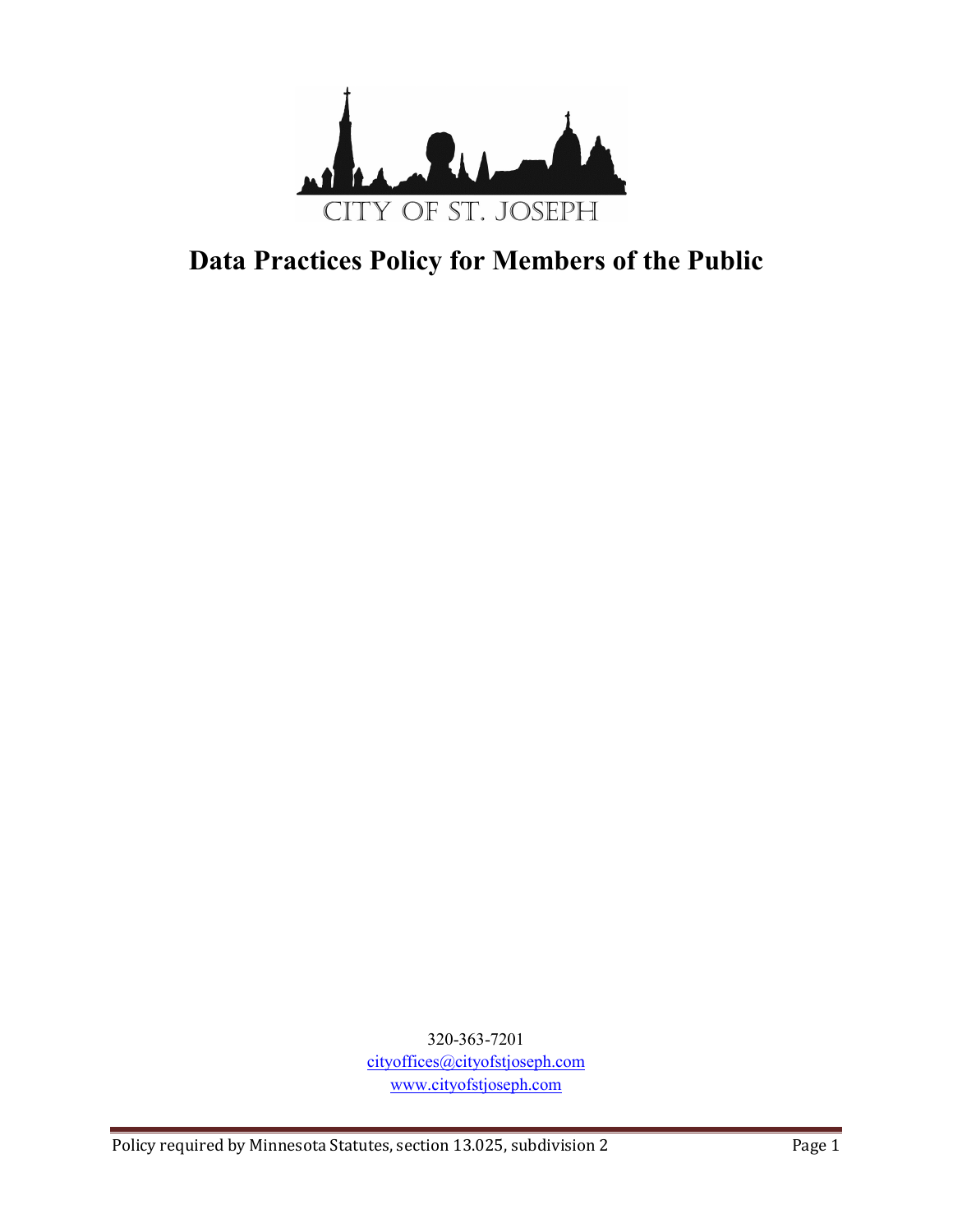CITY OF ST. JOSEPH

# Data Practices Policy for Members of the Public

320-363-7201
cityoffices@cityofstjoseph.com
www.cityofstjoseph.com

Policy required by Minnesota Statutes, section 13.025, subdivision 2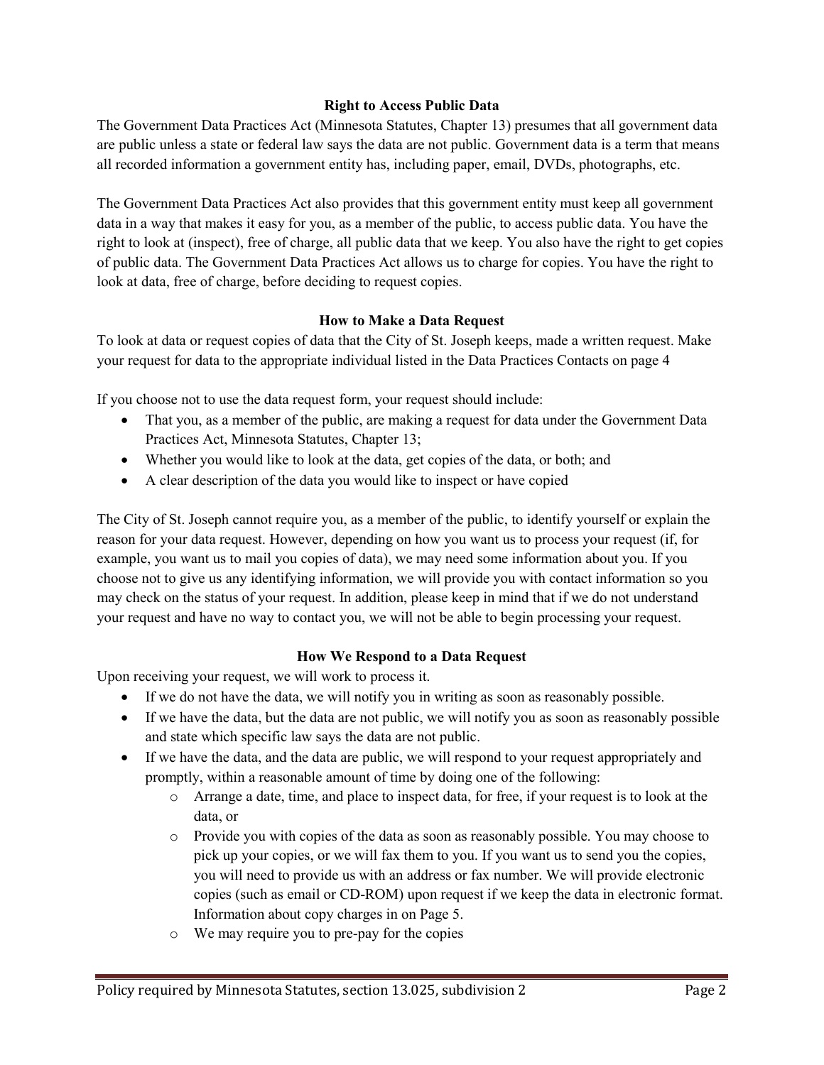## Right to Access Public Data

The Government Data Practices Act (Minnesota Statutes, Chapter 13) presumes that all government data are public unless a state or federal law says the data are not public. Government data is a term that means all recorded information a government entity has, including paper, email, DVDs, photographs, etc.

The Government Data Practices Act also provides that this government entity must keep all government data in a way that makes it easy for you, as a member of the public, to access public data. You have the right to look at (inspect), free of charge, all public data that we keep. You also have the right to get copies of public data. The Government Data Practices Act allows us to charge for copies. You have the right to look at data, free of charge, before deciding to request copies.

## How to Make a Data Request

To look at data or request copies of data that the City of St. Joseph keeps, made a written request. Make your request for data to the appropriate individual listed in the Data Practices Contacts on page 4

If you choose not to use the data request form, your request should include:

- That you, as a member of the public, are making a request for data under the Government Data Practices Act, Minnesota Statutes, Chapter 13;
- Whether you would like to look at the data, get copies of the data, or both; and
- A clear description of the data you would like to inspect or have copied

The City of St. Joseph cannot require you, as a member of the public, to identify yourself or explain the reason for your data request. However, depending on how you want us to process your request (if, for example, you want us to mail you copies of data), we may need some information about you. If you choose not to give us any identifying information, we will provide you with contact information so you may check on the status of your request. In addition, please keep in mind that if we do not understand your request and have no way to contact you, we will not be able to begin processing your request.

## How We Respond to a Data Request

Upon receiving your request, we will work to process it.

- If we do not have the data, we will notify you in writing as soon as reasonably possible.
- If we have the data, but the data are not public, we will notify you as soon as reasonably possible and state which specific law says the data are not public.
- If we have the data, and the data are public, we will respond to your request appropriately and promptly, within a reasonable amount of time by doing one of the following:
  - Arrange a date, time, and place to inspect data, for free, if your request is to look at the data, or
  - Provide you with copies of the data as soon as reasonably possible. You may choose to pick up your copies, or we will fax them to you. If you want us to send you the copies, you will need to provide us with an address or fax number. We will provide electronic copies (such as email or CD-ROM) upon request if we keep the data in electronic format. Information about copy charges in on Page 5.
  - We may require you to pre-pay for the copies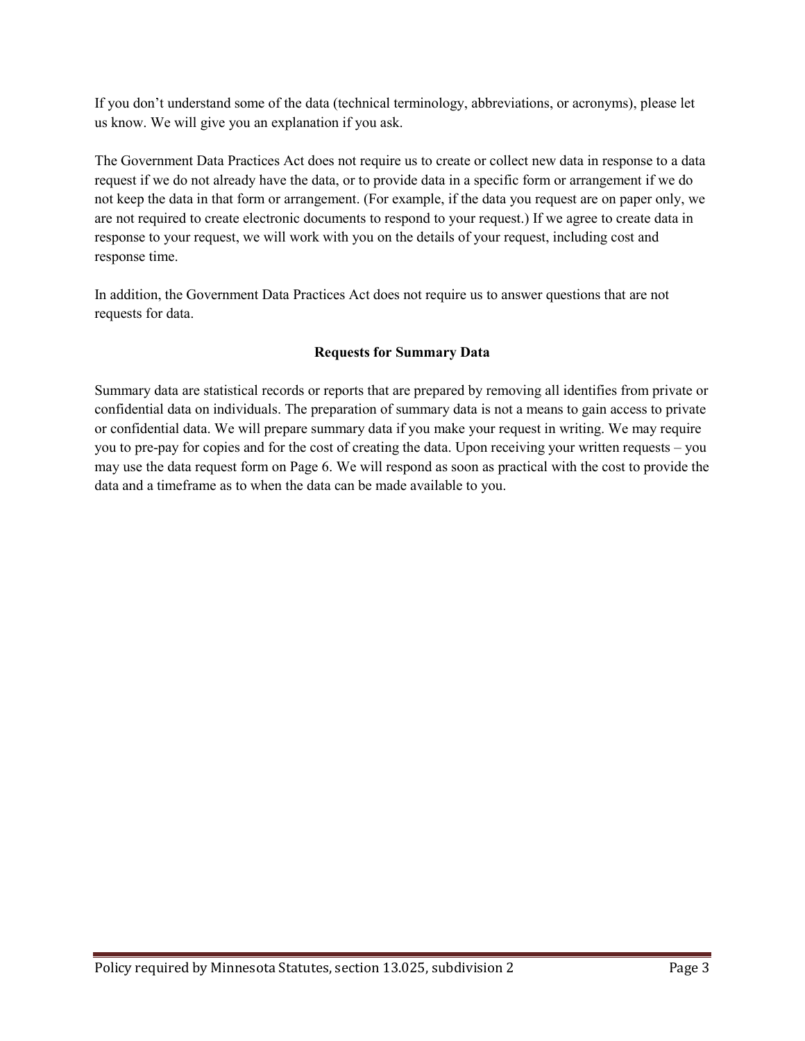If you don't understand some of the data (technical terminology, abbreviations, or acronyms), please let us know. We will give you an explanation if you ask.

The Government Data Practices Act does not require us to create or collect new data in response to a data request if we do not already have the data, or to provide data in a specific form or arrangement if we do not keep the data in that form or arrangement. (For example, if the data you request are on paper only, we are not required to create electronic documents to respond to your request.) If we agree to create data in response to your request, we will work with you on the details of your request, including cost and response time.

In addition, the Government Data Practices Act does not require us to answer questions that are not requests for data.

**Requests for Summary Data**

Summary data are statistical records or reports that are prepared by removing all identifies from private or confidential data on individuals. The preparation of summary data is not a means to gain access to private or confidential data. We will prepare summary data if you make your request in writing. We may require you to pre-pay for copies and for the cost of creating the data. Upon receiving your written requests – you may use the data request form on Page 6. We will respond as soon as practical with the cost to provide the data and a timeframe as to when the data can be made available to you.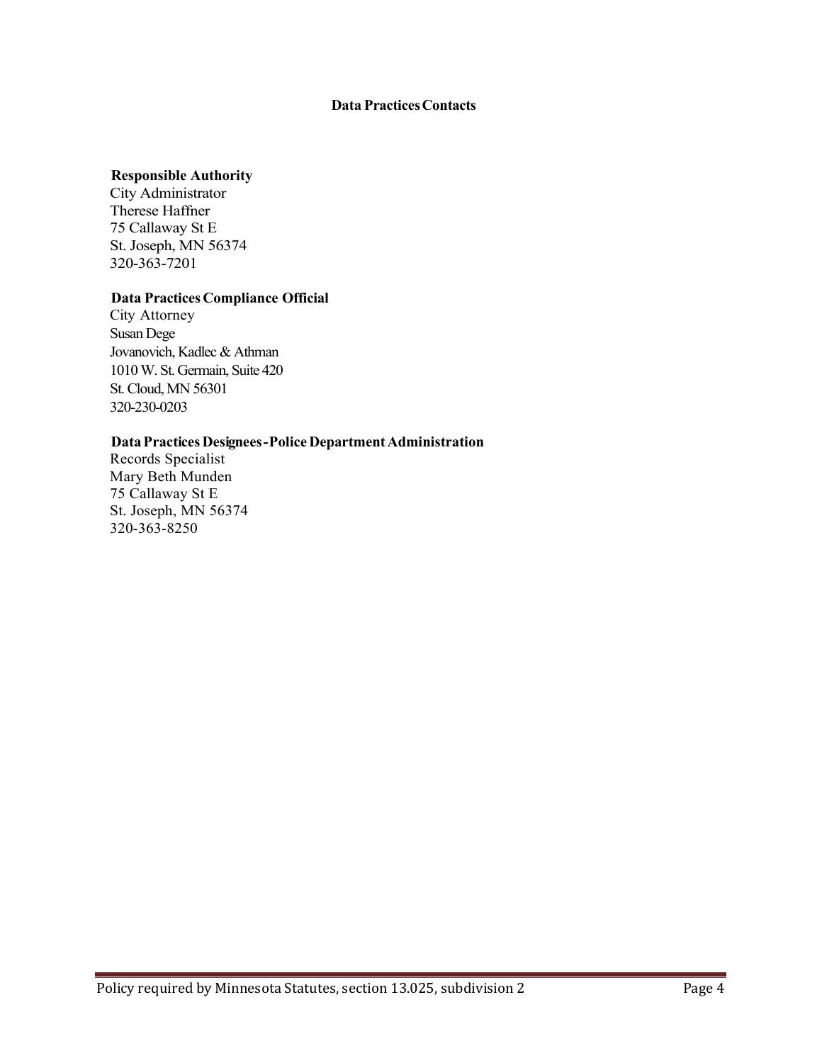## Data Practices Contacts

**Responsible Authority**
City Administrator
Therese Haffner
75 Callaway St E
St. Joseph, MN 56374
320-363-7201

**Data Practices Compliance Official**
City Attorney
Susan Dege
Jovanovich, Kadlec & Athman
1010 W. St. Germain, Suite 420
St. Cloud, MN 56301
320-230-0203

**Data Practices Designees-Police Department Administration**
Records Specialist
Mary Beth Munden
75 Callaway St E
St. Joseph, MN 56374
320-363-8250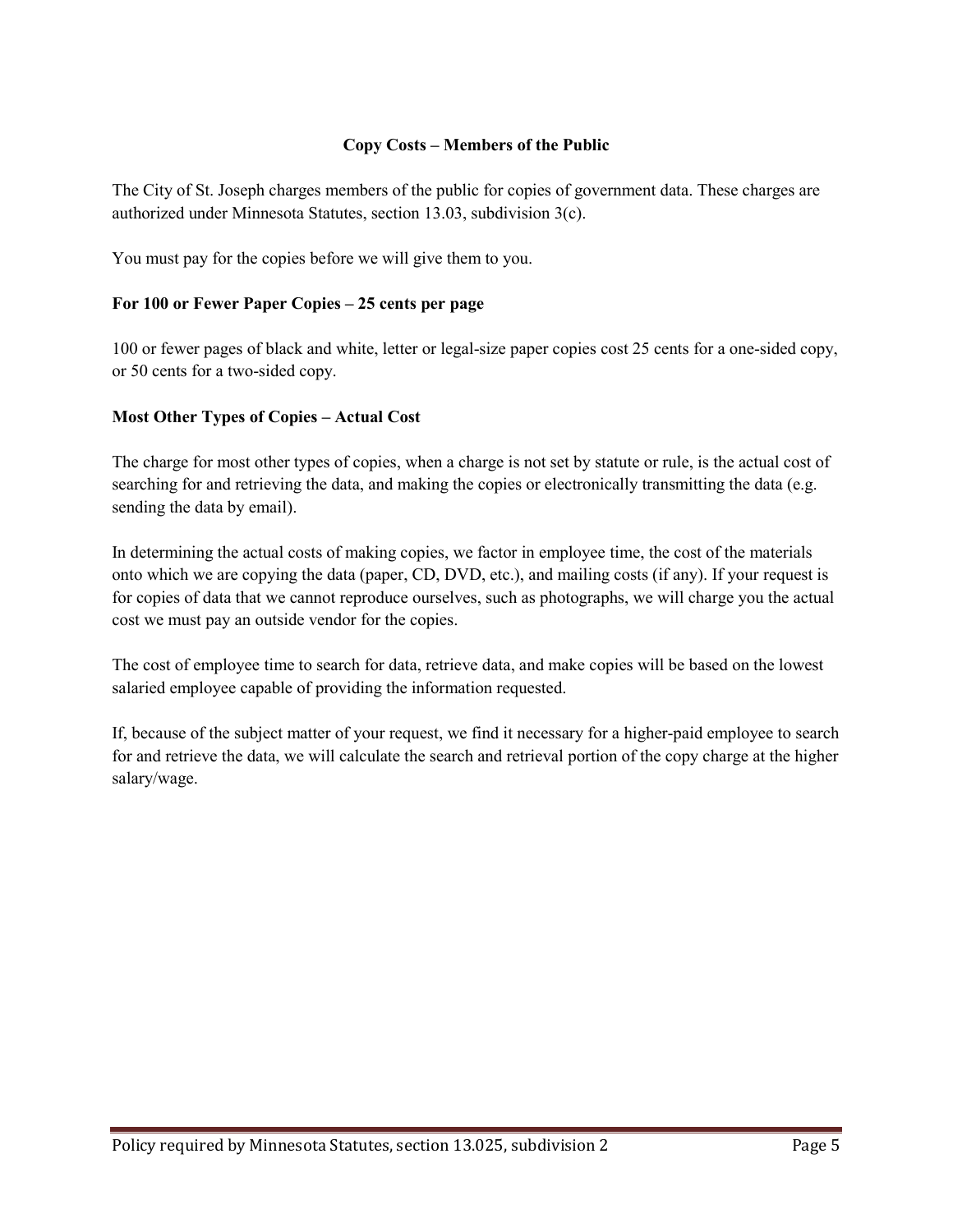## Copy Costs – Members of the Public

The City of St. Joseph charges members of the public for copies of government data. These charges are authorized under Minnesota Statutes, section 13.03, subdivision 3(c).

You must pay for the copies before we will give them to you.

### For 100 or Fewer Paper Copies – 25 cents per page

100 or fewer pages of black and white, letter or legal-size paper copies cost 25 cents for a one-sided copy, or 50 cents for a two-sided copy.

### Most Other Types of Copies – Actual Cost

The charge for most other types of copies, when a charge is not set by statute or rule, is the actual cost of searching for and retrieving the data, and making the copies or electronically transmitting the data (e.g. sending the data by email).

In determining the actual costs of making copies, we factor in employee time, the cost of the materials onto which we are copying the data (paper, CD, DVD, etc.), and mailing costs (if any). If your request is for copies of data that we cannot reproduce ourselves, such as photographs, we will charge you the actual cost we must pay an outside vendor for the copies.

The cost of employee time to search for data, retrieve data, and make copies will be based on the lowest salaried employee capable of providing the information requested.

If, because of the subject matter of your request, we find it necessary for a higher-paid employee to search for and retrieve the data, we will calculate the search and retrieval portion of the copy charge at the higher salary/wage.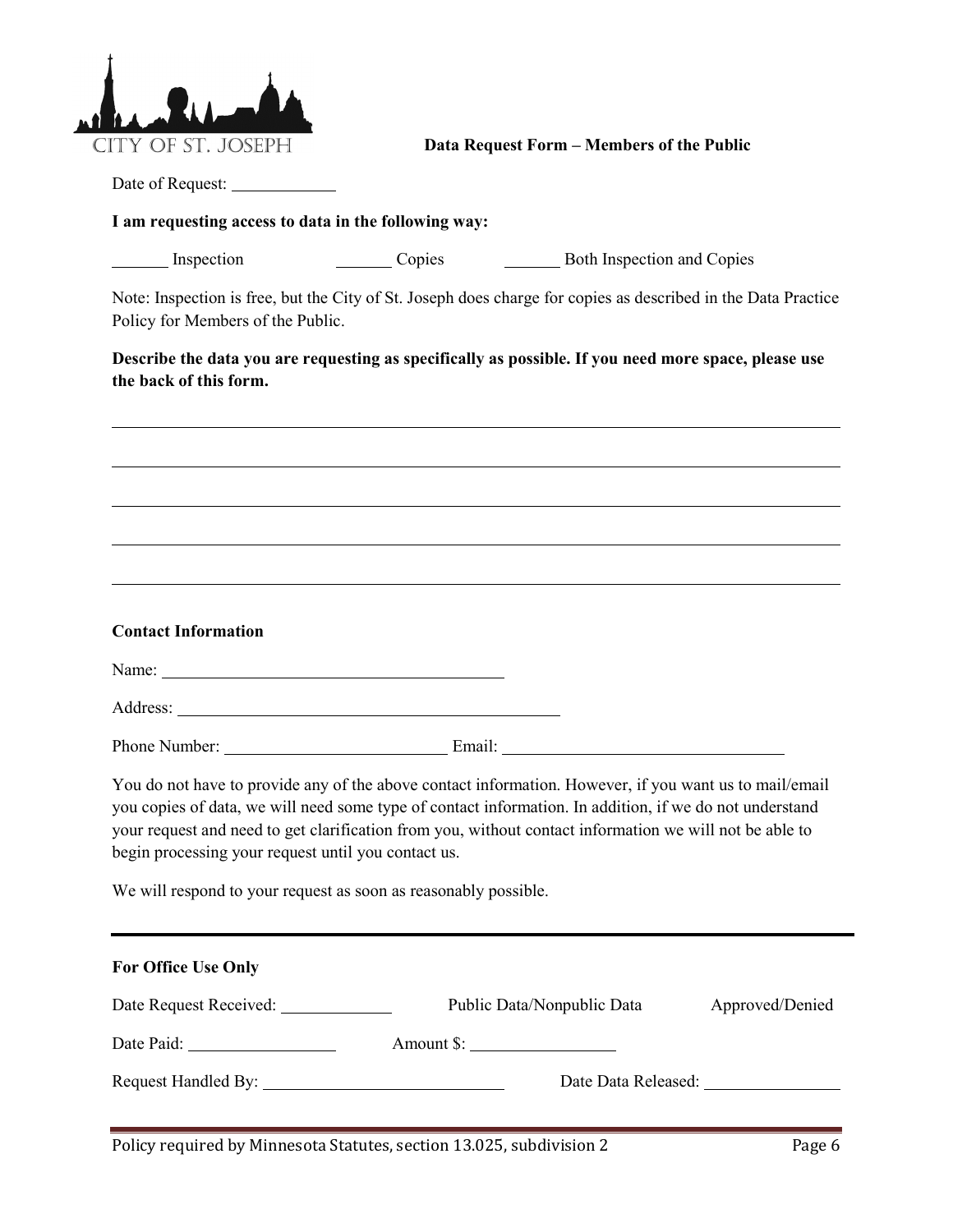CITY OF ST. JOSEPH

**Data Request Form – Members of the Public**

Date of Request: ____________

**I am requesting access to data in the following way:**

______ Inspection ______ Copies ______ Both Inspection and Copies

Note: Inspection is free, but the City of St. Joseph does charge for copies as described in the Data Practice Policy for Members of the Public.

**Describe the data you are requesting as specifically as possible. If you need more space, please use the back of this form.**

______________________________________________________________________________

______________________________________________________________________________

______________________________________________________________________________

______________________________________________________________________________

______________________________________________________________________________

**Contact Information**

Name: ________________________________________

Address: ______________________________________________

Phone Number: __________________________ Email: _________________________________

You do not have to provide any of the above contact information. However, if you want us to mail/email you copies of data, we will need some type of contact information. In addition, if we do not understand your request and need to get clarification from you, without contact information we will not be able to begin processing your request until you contact us.

We will respond to your request as soon as reasonably possible.

---

**For Office Use Only**

Date Request Received: _____________ Public Data/Nonpublic Data Approved/Denied

Date Paid: _________________ Amount $: _________________

Request Handled By: ____________________________ Date Data Released: _______________

Policy required by Minnesota Statutes, section 13.025, subdivision 2